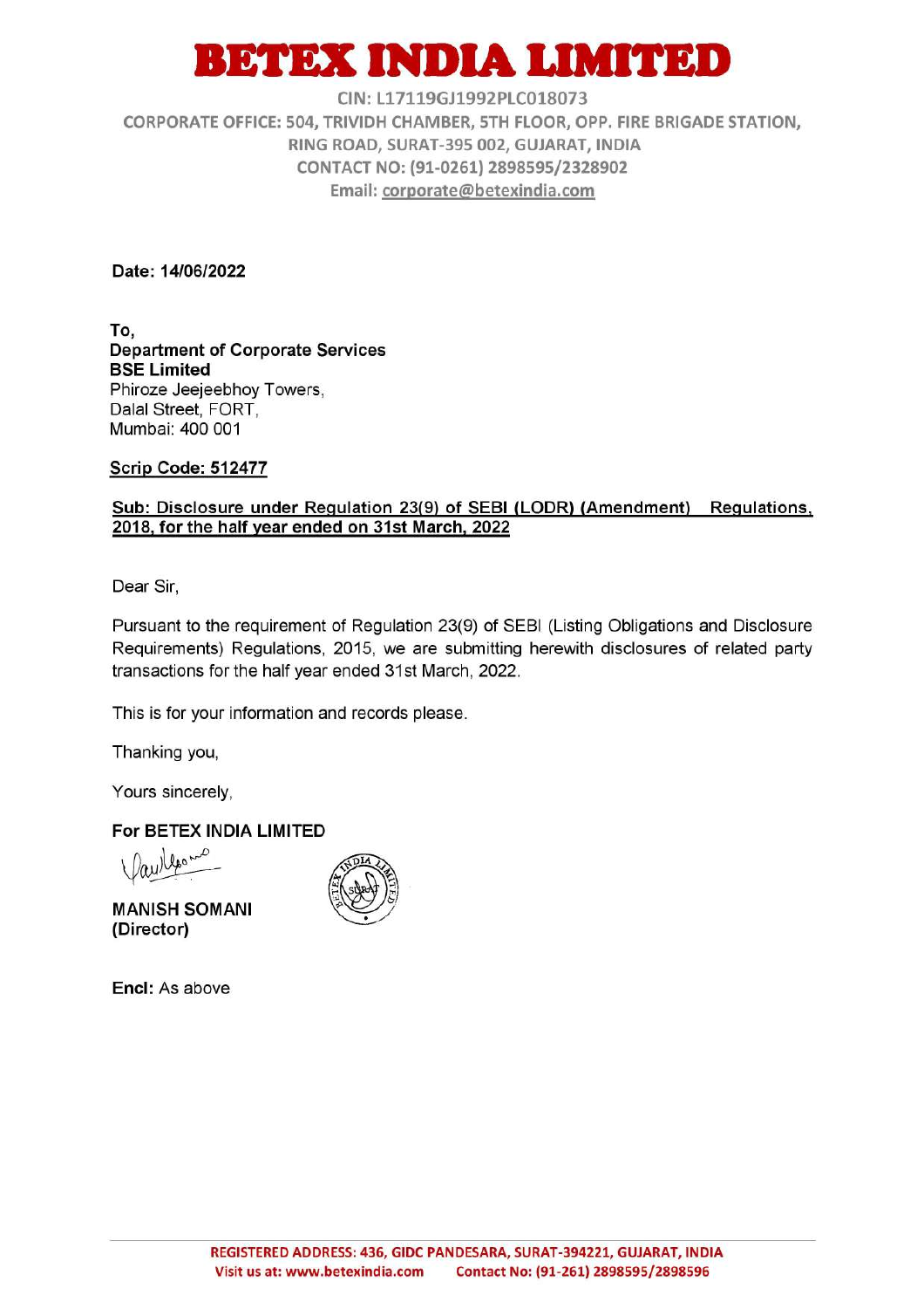# BETEX INDIA LIMITED

CIN: L17119GJ1992PLC018073
CORPORATE OFFICE: 504, TRIVIDH CHAMBER, 5TH FLOOR, OPP. FIRE BRIGADE STATION, RING ROAD, SURAT-395 002, GUJARAT, INDIA
CONTACT NO: (91-0261) 2898595/2328902
Email: corporate@betexindia.com

**Date: 14/06/2022**

**To,**
**Department of Corporate Services**
**BSE Limited**
Phiroze Jeejeebhoy Towers,
Dalal Street, FORT,
Mumbai: 400 001

**Scrip Code: 512477**

**Sub: Disclosure under Regulation 23(9) of SEBI (LODR) (Amendment) Regulations, 2018, for the half year ended on 31st March, 2022**

Dear Sir,

Pursuant to the requirement of Regulation 23(9) of SEBI (Listing Obligations and Disclosure Requirements) Regulations, 2015, we are submitting herewith disclosures of related party transactions for the half year ended 31st March, 2022.

This is for your information and records please.

Thanking you,

Yours sincerely,

**For BETEX INDIA LIMITED**

**MANISH SOMANI**
**(Director)**

**Encl:** As above

REGISTERED ADDRESS: 436, GIDC PANDESARA, SURAT-394221, GUJARAT, INDIA
Visit us at: www.betexindia.com Contact No: (91-261) 2898595/2898596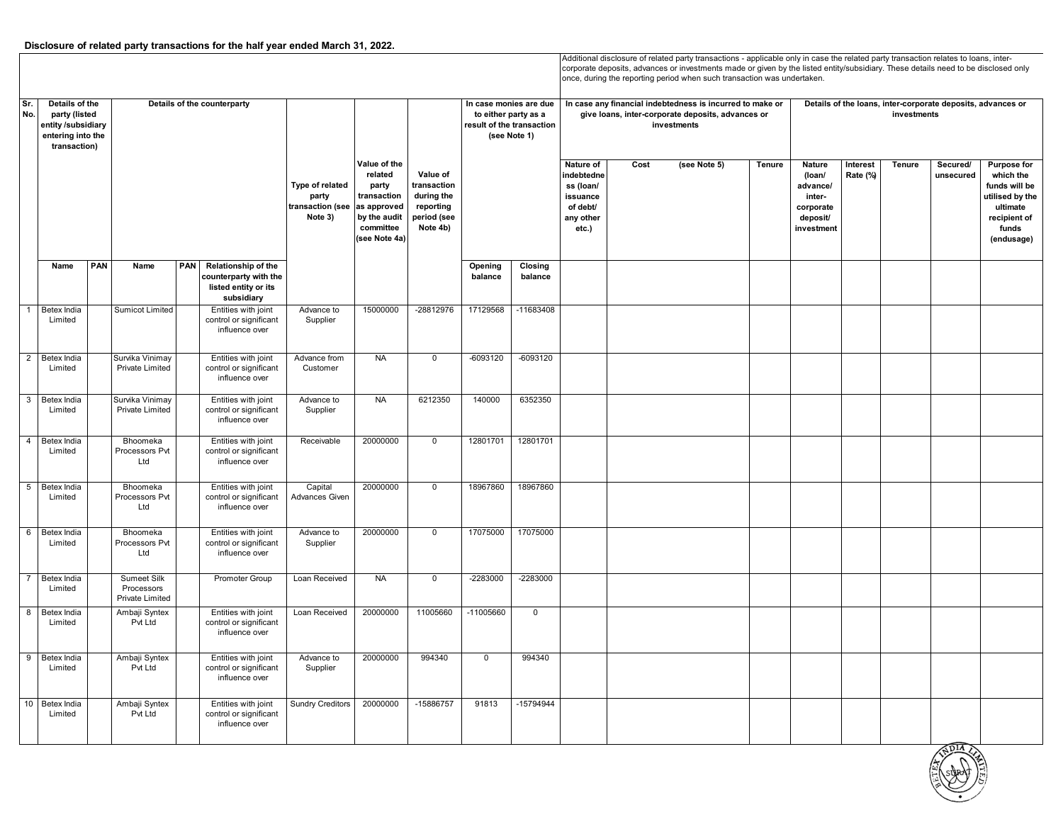**Disclosure of related party transactions for the half year ended March 31, 2022.**

| Sr. No. | Details of the party (listed entity /subsidiary entering into the transaction) | | Details of the counterparty | | | Type of related party transaction (see Note 3) | Value of the related party transaction as approved by the audit committee (see Note 4a) | Value of transaction during the reporting period (see Note 4b) | In case monies are due to either party as a result of the transaction (see Note 1) | | Additional disclosure of related party transactions - applicable only in case the related party transaction relates to loans, inter-corporate deposits, advances or investments made or given by the listed entity/subsidiary. These details need to be disclosed only once, during the reporting period when such transaction was undertaken. In case any financial indebtedness is incurred to make or give loans, inter-corporate deposits, advances or investments | | | Details of the loans, inter-corporate deposits, advances or investments | | | | |
|---|---|---|---|---|---|---|---|---|---|---|---|---|---|---|---|---|---|---|
| | | | | | | | | | | | Nature of indebtedness (loan/ issuance of debt/ any other etc.) | Cost (see Note 5) | Tenure | Nature (loan/ advance/ inter-corporate deposit/ investment | Interest Rate (%) | Tenure | Secured/ unsecured | Purpose for which the funds will be utilised by the ultimate recipient of funds (endusage) |
| | Name | PAN | Name | PAN | Relationship of the counterparty with the listed entity or its subsidiary | | | | Opening balance | Closing balance | | | | | | | | |
| 1 | Betex India Limited | | Sumicot Limited | | Entities with joint control or significant influence over | Advance to Supplier | 15000000 | -28812976 | 17129568 | -11683408 | | | | | | | | |
| 2 | Betex India Limited | | Survika Vinimay Private Limited | | Entities with joint control or significant influence over | Advance from Customer | NA | 0 | -6093120 | -6093120 | | | | | | | | |
| 3 | Betex India Limited | | Survika Vinimay Private Limited | | Entities with joint control or significant influence over | Advance to Supplier | NA | 6212350 | 140000 | 6352350 | | | | | | | | |
| 4 | Betex India Limited | | Bhoomeka Processors Pvt Ltd | | Entities with joint control or significant influence over | Receivable | 20000000 | 0 | 12801701 | 12801701 | | | | | | | | |
| 5 | Betex India Limited | | Bhoomeka Processors Pvt Ltd | | Entities with joint control or significant influence over | Capital Advances Given | 20000000 | 0 | 18967860 | 18967860 | | | | | | | | |
| 6 | Betex India Limited | | Bhoomeka Processors Pvt Ltd | | Entities with joint control or significant influence over | Advance to Supplier | 20000000 | 0 | 17075000 | 17075000 | | | | | | | | |
| 7 | Betex India Limited | | Sumeet Silk Processors Private Limited | | Promoter Group | Loan Received | NA | 0 | -2283000 | -2283000 | | | | | | | | |
| 8 | Betex India Limited | | Ambaji Syntex Pvt Ltd | | Entities with joint control or significant influence over | Loan Received | 20000000 | 11005660 | -11005660 | 0 | | | | | | | | |
| 9 | Betex India Limited | | Ambaji Syntex Pvt Ltd | | Entities with joint control or significant influence over | Advance to Supplier | 20000000 | 994340 | 0 | 994340 | | | | | | | | |
| 10 | Betex India Limited | | Ambaji Syntex Pvt Ltd | | Entities with joint control or significant influence over | Sundry Creditors | 20000000 | -15886757 | 91813 | -15794944 | | | | | | | | |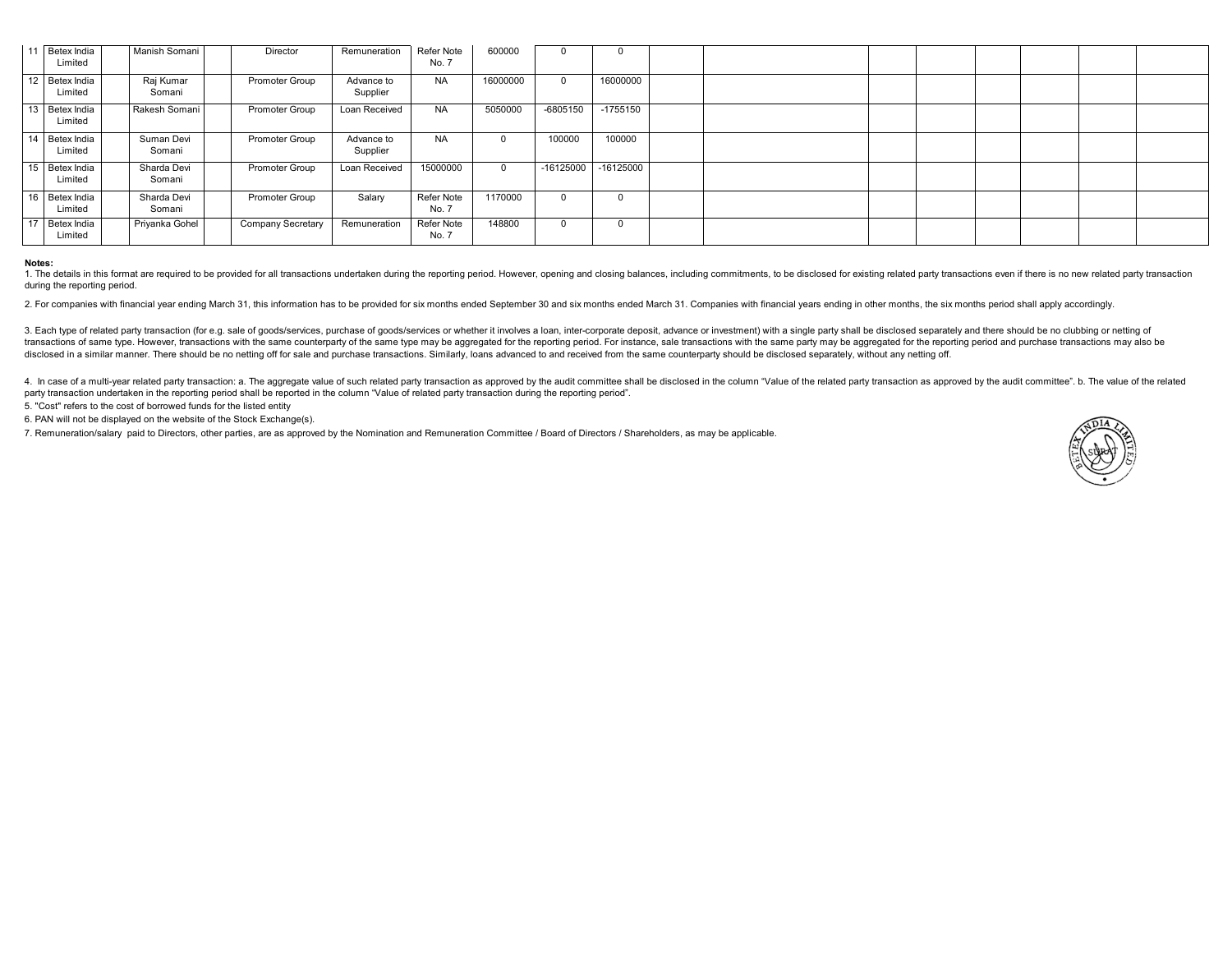| | | | | | | | | | | | | | | | | | | |
|---|---|---|---|---|---|---|---|---|---|---|---|---|---|---|---|---|---|---|
| 11 | Betex India Limited | | Manish Somani | | Director | Remuneration | Refer Note No. 7 | 600000 | 0 | 0 | | | | | | | | |
| 12 | Betex India Limited | | Raj Kumar Somani | | Promoter Group | Advance to Supplier | NA | 16000000 | 0 | 16000000 | | | | | | | | |
| 13 | Betex India Limited | | Rakesh Somani | | Promoter Group | Loan Received | NA | 5050000 | -6805150 | -1755150 | | | | | | | | |
| 14 | Betex India Limited | | Suman Devi Somani | | Promoter Group | Advance to Supplier | NA | 0 | 100000 | 100000 | | | | | | | | |
| 15 | Betex India Limited | | Sharda Devi Somani | | Promoter Group | Loan Received | 15000000 | 0 | -16125000 | -16125000 | | | | | | | | |
| 16 | Betex India Limited | | Sharda Devi Somani | | Promoter Group | Salary | Refer Note No. 7 | 1170000 | 0 | 0 | | | | | | | | |
| 17 | Betex India Limited | | Priyanka Gohel | | Company Secretary | Remuneration | Refer Note No. 7 | 148800 | 0 | 0 | | | | | | | | |

**Notes:**

1. The details in this format are required to be provided for all transactions undertaken during the reporting period. However, opening and closing balances, including commitments, to be disclosed for existing related party transactions even if there is no new related party transaction during the reporting period.

2. For companies with financial year ending March 31, this information has to be provided for six months ended September 30 and six months ended March 31. Companies with financial years ending in other months, the six months period shall apply accordingly.

3. Each type of related party transaction (for e.g. sale of goods/services, purchase of goods/services or whether it involves a loan, inter-corporate deposit, advance or investment) with a single party shall be disclosed separately and there should be no clubbing or netting of transactions of same type. However, transactions with the same counterparty of the same type may be aggregated for the reporting period. For instance, sale transactions with the same party may be aggregated for the reporting period and purchase transactions may also be disclosed in a similar manner. There should be no netting off for sale and purchase transactions. Similarly, loans advanced to and received from the same counterparty should be disclosed separately, without any netting off.

4. In case of a multi-year related party transaction: a. The aggregate value of such related party transaction as approved by the audit committee shall be disclosed in the column "Value of the related party transaction as approved by the audit committee". b. The value of the related party transaction undertaken in the reporting period shall be reported in the column "Value of related party transaction during the reporting period".

5. "Cost" refers to the cost of borrowed funds for the listed entity

6. PAN will not be displayed on the website of the Stock Exchange(s).

7. Remuneration/salary paid to Directors, other parties, are as approved by the Nomination and Remuneration Committee / Board of Directors / Shareholders, as may be applicable.